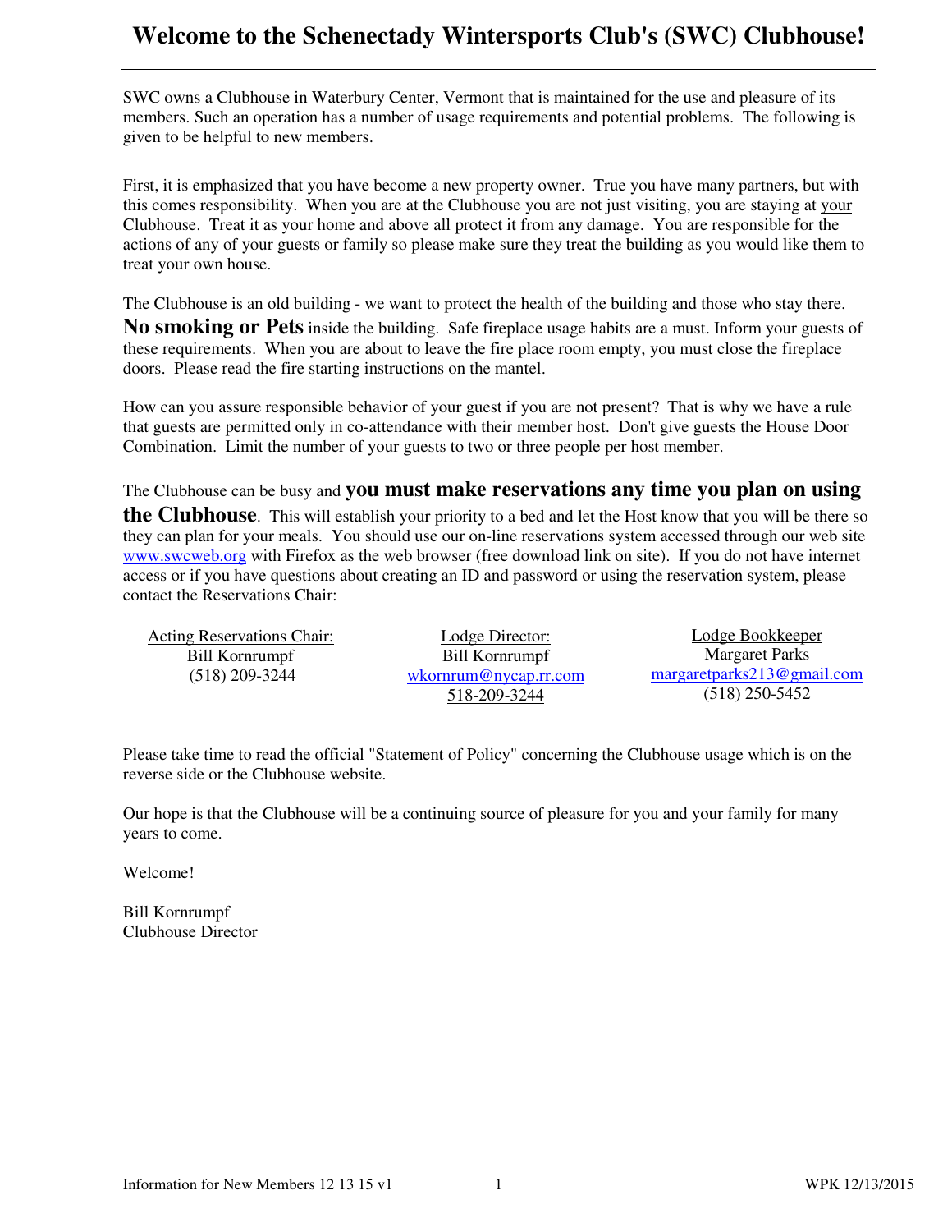# Welcome to the Schenectady Wintersports Club's (SWC) Clubhouse!

SWC owns a Clubhouse in Waterbury Center, Vermont that is maintained for the use and pleasure of its members. Such an operation has a number of usage requirements and potential problems. The following is given to be helpful to new members.

First, it is emphasized that you have become a new property owner. True you have many partners, but with this comes responsibility. When you are at the Clubhouse you are not just visiting, you are staying at your Clubhouse. Treat it as your home and above all protect it from any damage. You are responsible for the actions of any of your guests or family so please make sure they treat the building as you would like them to treat your own house.

The Clubhouse is an old building - we want to protect the health of the building and those who stay there. **No smoking or Pets** inside the building. Safe fireplace usage habits are a must. Inform your guests of these requirements. When you are about to leave the fire place room empty, you must close the fireplace doors. Please read the fire starting instructions on the mantel.

How can you assure responsible behavior of your guest if you are not present? That is why we have a rule that guests are permitted only in co-attendance with their member host. Don't give guests the House Door Combination. Limit the number of your guests to two or three people per host member.

The Clubhouse can be busy and **you must make reservations any time you plan on using the Clubhouse**. This will establish your priority to a bed and let the Host know that you will be there so they can plan for your meals. You should use our on-line reservations system accessed through our web site www.swcweb.org with Firefox as the web browser (free download link on site). If you do not have internet access or if you have questions about creating an ID and password or using the reservation system, please contact the Reservations Chair:

| Acting Reservations Chair: | Lodge Director: | Lodge Bookkeeper |
|---|---|---|
| Bill Kornrumpf | Bill Kornrumpf | Margaret Parks |
| (518) 209-3244 | wkornrum@nycap.rr.com | margaretparks213@gmail.com |
| | 518-209-3244 | (518) 250-5452 |

Please take time to read the official "Statement of Policy" concerning the Clubhouse usage which is on the reverse side or the Clubhouse website.

Our hope is that the Clubhouse will be a continuing source of pleasure for you and your family for many years to come.

Welcome!

Bill Kornrumpf
Clubhouse Director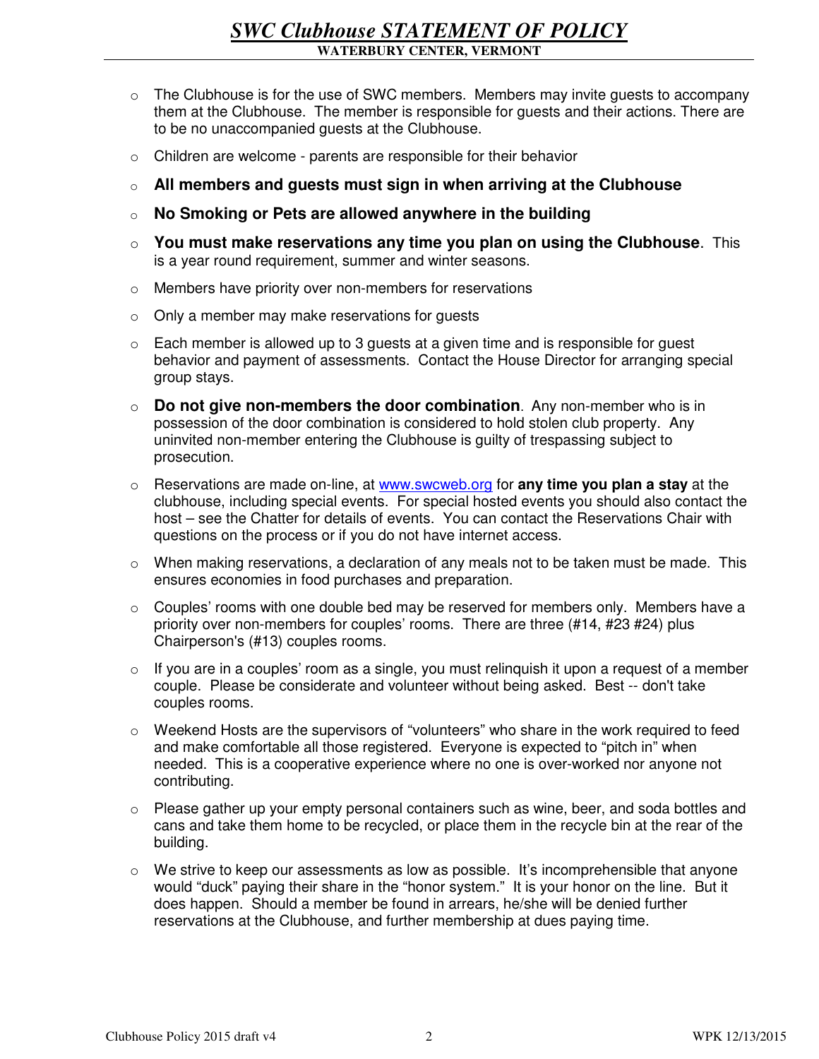- The Clubhouse is for the use of SWC members. Members may invite guests to accompany them at the Clubhouse. The member is responsible for guests and their actions. There are to be no unaccompanied guests at the Clubhouse.
- Children are welcome - parents are responsible for their behavior
- **All members and guests must sign in when arriving at the Clubhouse**
- **No Smoking or Pets are allowed anywhere in the building**
- **You must make reservations any time you plan on using the Clubhouse**. This is a year round requirement, summer and winter seasons.
- Members have priority over non-members for reservations
- Only a member may make reservations for guests
- Each member is allowed up to 3 guests at a given time and is responsible for guest behavior and payment of assessments. Contact the House Director for arranging special group stays.
- **Do not give non-members the door combination**. Any non-member who is in possession of the door combination is considered to hold stolen club property. Any uninvited non-member entering the Clubhouse is guilty of trespassing subject to prosecution.
- Reservations are made on-line, at [www.swcweb.org](http://www.swcweb.org) for **any time you plan a stay** at the clubhouse, including special events. For special hosted events you should also contact the host – see the Chatter for details of events. You can contact the Reservations Chair with questions on the process or if you do not have internet access.
- When making reservations, a declaration of any meals not to be taken must be made. This ensures economies in food purchases and preparation.
- Couples' rooms with one double bed may be reserved for members only. Members have a priority over non-members for couples' rooms. There are three (#14, #23 #24) plus Chairperson's (#13) couples rooms.
- If you are in a couples' room as a single, you must relinquish it upon a request of a member couple. Please be considerate and volunteer without being asked. Best -- don't take couples rooms.
- Weekend Hosts are the supervisors of "volunteers" who share in the work required to feed and make comfortable all those registered. Everyone is expected to "pitch in" when needed. This is a cooperative experience where no one is over-worked nor anyone not contributing.
- Please gather up your empty personal containers such as wine, beer, and soda bottles and cans and take them home to be recycled, or place them in the recycle bin at the rear of the building.
- We strive to keep our assessments as low as possible. It's incomprehensible that anyone would "duck" paying their share in the "honor system." It is your honor on the line. But it does happen. Should a member be found in arrears, he/she will be denied further reservations at the Clubhouse, and further membership at dues paying time.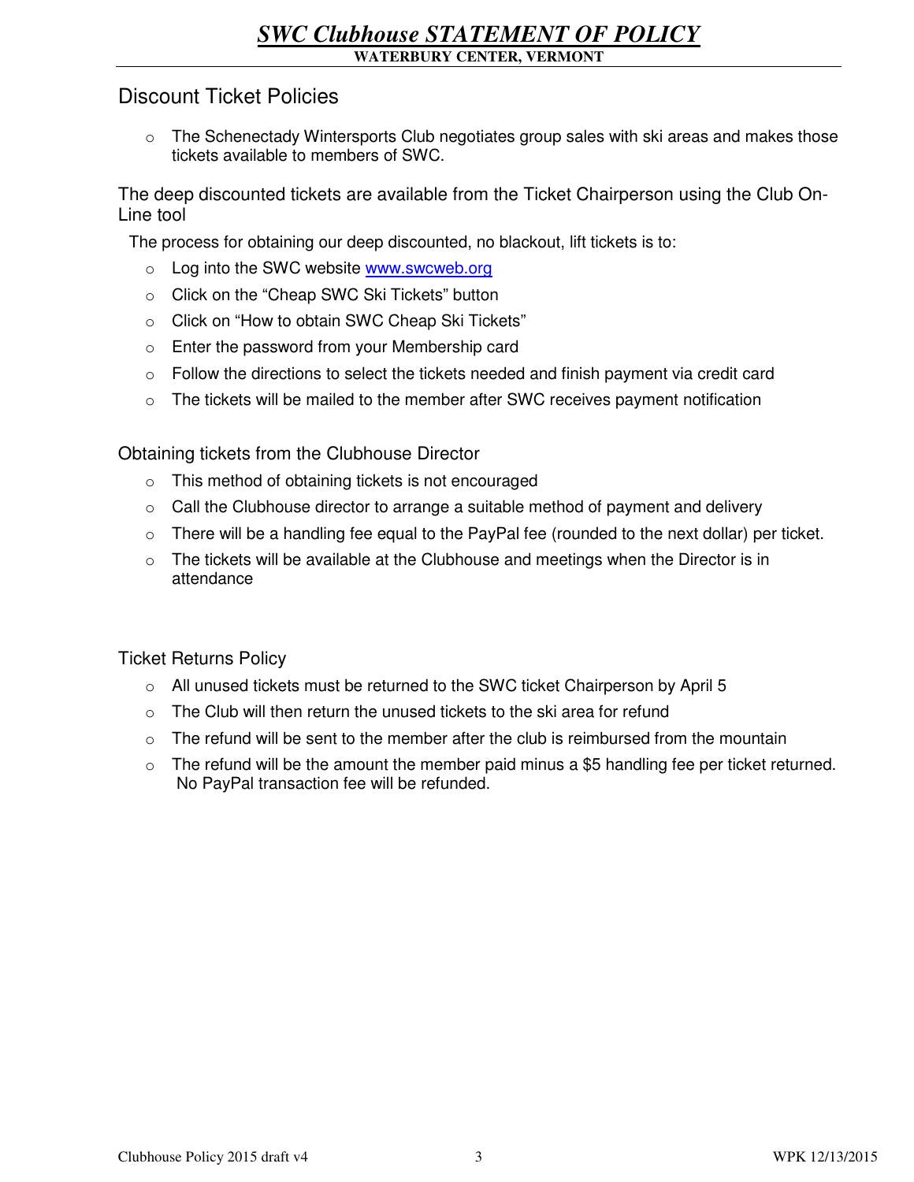## Discount Ticket Policies

- The Schenectady Wintersports Club negotiates group sales with ski areas and makes those tickets available to members of SWC.

### The deep discounted tickets are available from the Ticket Chairperson using the Club On-Line tool

The process for obtaining our deep discounted, no blackout, lift tickets is to:

- Log into the SWC website [www.swcweb.org](http://www.swcweb.org)
- Click on the "Cheap SWC Ski Tickets" button
- Click on "How to obtain SWC Cheap Ski Tickets"
- Enter the password from your Membership card
- Follow the directions to select the tickets needed and finish payment via credit card
- The tickets will be mailed to the member after SWC receives payment notification

### Obtaining tickets from the Clubhouse Director

- This method of obtaining tickets is not encouraged
- Call the Clubhouse director to arrange a suitable method of payment and delivery
- There will be a handling fee equal to the PayPal fee (rounded to the next dollar) per ticket.
- The tickets will be available at the Clubhouse and meetings when the Director is in attendance

### Ticket Returns Policy

- All unused tickets must be returned to the SWC ticket Chairperson by April 5
- The Club will then return the unused tickets to the ski area for refund
- The refund will be sent to the member after the club is reimbursed from the mountain
- The refund will be the amount the member paid minus a $5 handling fee per ticket returned. No PayPal transaction fee will be refunded.